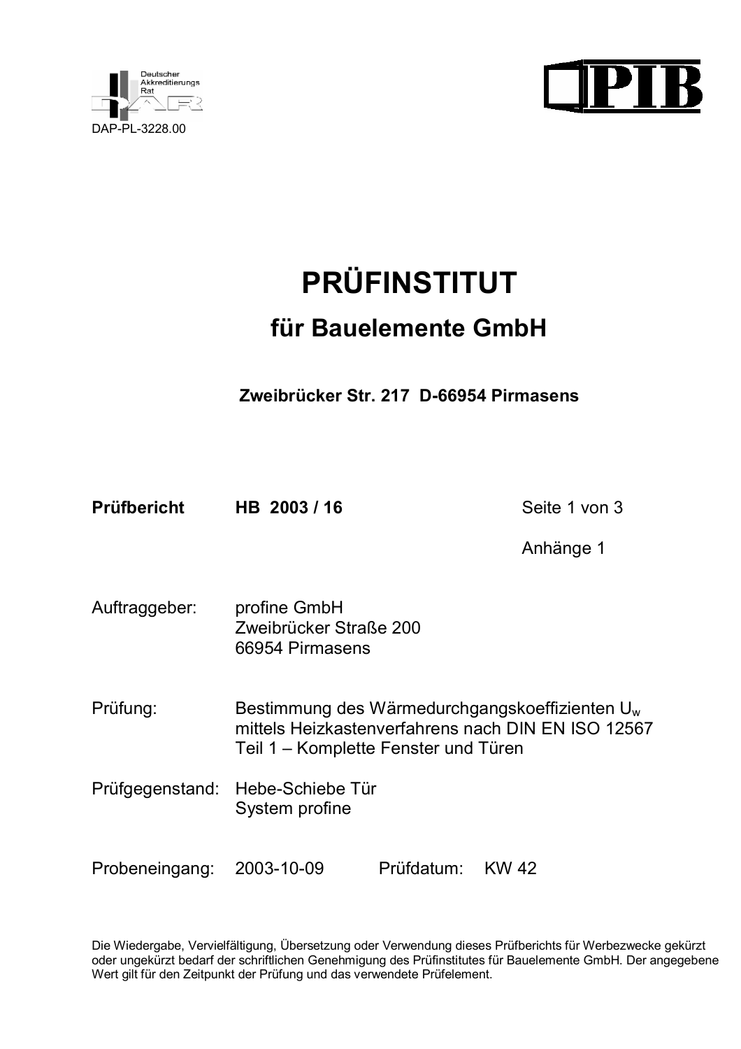Deutscher Akkreditierungs Rat

DAP-PL-3228.00

PIB

# PRÜFINSTITUT

## für Bauelemente GmbH

**Zweibrücker Str. 217 D-66954 Pirmasens**

**Prüfbericht** **HB 2003 / 16**

Seite 1 von 3

Anhänge 1

Auftraggeber: profine GmbH
Zweibrücker Straße 200
66954 Pirmasens

Prüfung: Bestimmung des Wärmedurchgangskoeffizienten $U_w$ mittels Heizkastenverfahrens nach DIN EN ISO 12567 Teil 1 – Komplette Fenster und Türen

Prüfgegenstand: Hebe-Schiebe Tür
System profine

Probeneingang: 2003-10-09 Prüfdatum: KW 42

Die Wiedergabe, Vervielfältigung, Übersetzung oder Verwendung dieses Prüfberichts für Werbezwecke gekürzt oder ungekürzt bedarf der schriftlichen Genehmigung des Prüfinstitutes für Bauelemente GmbH. Der angegebene Wert gilt für den Zeitpunkt der Prüfung und das verwendete Prüfelement.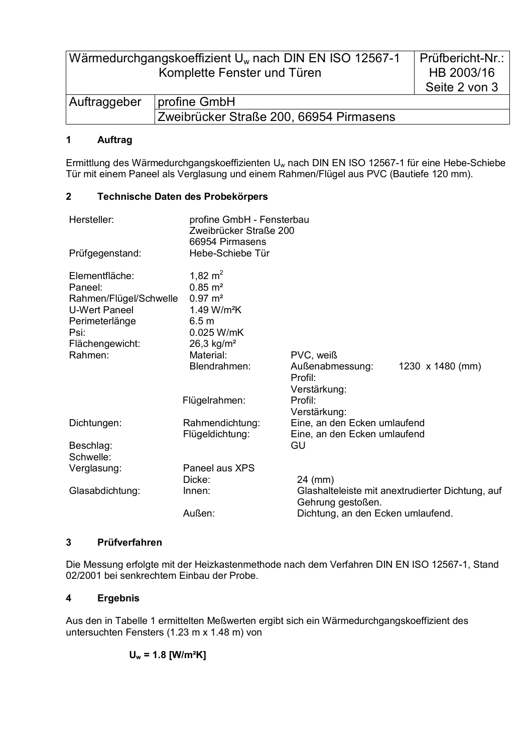| Wärmedurchgangskoeffizient $U_w$ nach DIN EN ISO 12567-1 Komplette Fenster und Türen | | Prüfbericht-Nr.: HB 2003/16 Seite 2 von 3 |
|---|---|---|
| Auftraggeber | profine GmbH | |
| | Zweibrücker Straße 200, 66954 Pirmasens | |

## 1 Auftrag

Ermittlung des Wärmedurchgangskoeffizienten $U_w$ nach DIN EN ISO 12567-1 für eine Hebe-Schiebe Tür mit einem Paneel als Verglasung und einem Rahmen/Flügel aus PVC (Bautiefe 120 mm).

## 2 Technische Daten des Probekörpers

| | | | |
|---|---|---|---|
| Hersteller: | profine GmbH - Fensterbau<br>Zweibrücker Straße 200<br>66954 Pirmasens | | |
| Prüfgegenstand: | Hebe-Schiebe Tür | | |
| Elementfläche: | 1,82 $m^2$ | | |
| Paneel: | 0.85 $m^2$ | | |
| Rahmen/Flügel/Schwelle | 0.97 $m^2$ | | |
| U-Wert Paneel | 1.49 W/m²K | | |
| Perimeterlänge | 6.5 m | | |
| Psi: | 0.025 W/mK | | |
| Flächengewicht: | 26,3 kg/m² | | |
| Rahmen: | Material: | PVC, weiß | |
| | Blendrahmen: | Außenabmessung: | 1230 x 1480 (mm) |
| | | Profil: | |
| | | Verstärkung: | |
| | Flügelrahmen: | Profil: | |
| | | Verstärkung: | |
| Dichtungen: | Rahmendichtung: | Eine, an den Ecken umlaufend | |
| | Flügeldichtung: | Eine, an den Ecken umlaufend | |
| Beschlag: | | GU | |
| Schwelle: | | | |
| Verglasung: | Paneel aus XPS | | |
| | Dicke: | 24 (mm) | |
| Glasabdichtung: | Innen: | Glashalteleiste mit anextrudierter Dichtung, auf Gehrung gestoßen. | |
| | Außen: | Dichtung, an den Ecken umlaufend. | |

## 3 Prüfverfahren

Die Messung erfolgte mit der Heizkastenmethode nach dem Verfahren DIN EN ISO 12567-1, Stand 02/2001 bei senkrechtem Einbau der Probe.

## 4 Ergebnis

Aus den in Tabelle 1 ermittelten Meßwerten ergibt sich ein Wärmedurchgangskoeffizient des untersuchten Fensters (1.23 m x 1.48 m) von

**$U_w$ = 1.8 [W/m²K]**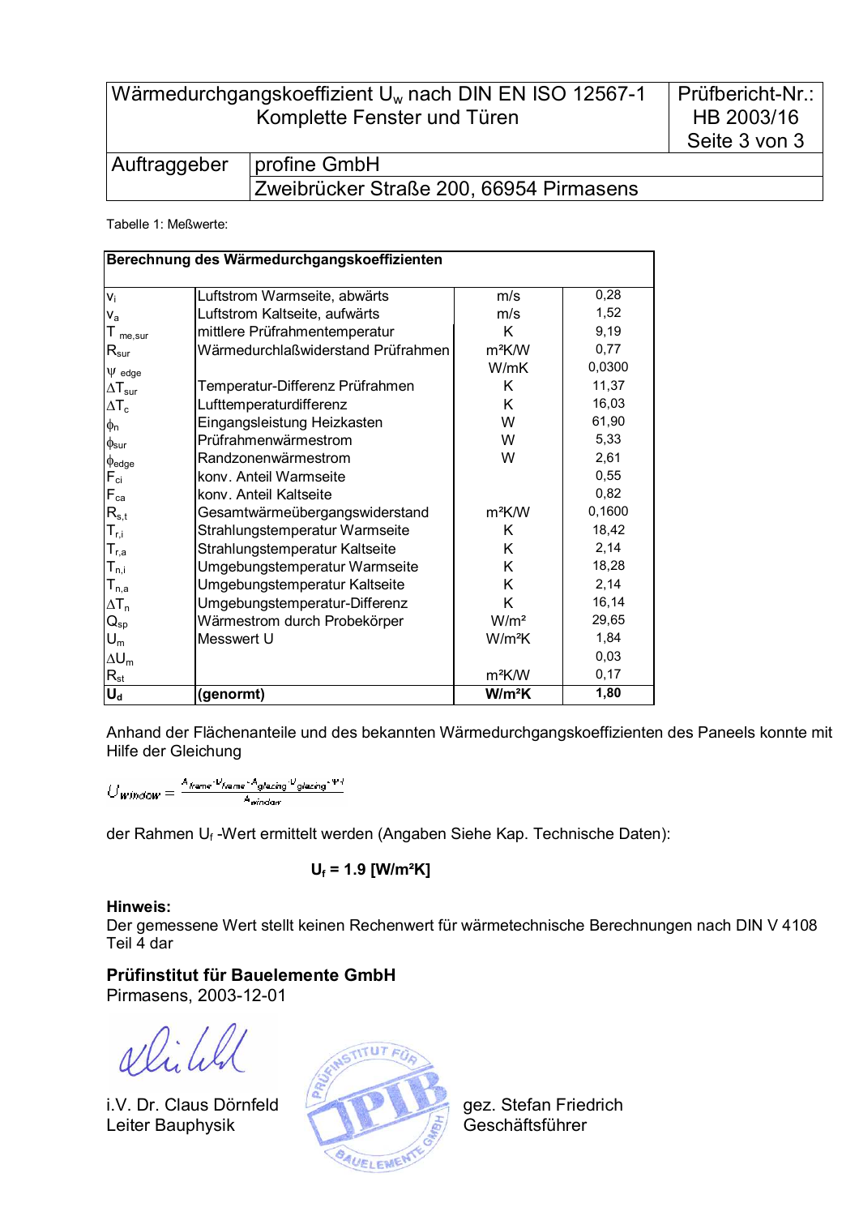| Wärmedurchgangskoeffizient $U_w$ nach DIN EN ISO 12567-1 Komplette Fenster und Türen | | Prüfbericht-Nr.: HB 2003/16 Seite 3 von 3 |
|---|---|---|
| Auftraggeber | profine GmbH Zweibrücker Straße 200, 66954 Pirmasens | |

Tabelle 1: Meßwerte:

| Berechnung des Wärmedurchgangskoeffizienten | | | |
|---|---|---|---|
| $v_i$ | Luftstrom Warmseite, abwärts | m/s | 0,28 |
| $v_a$ | Luftstrom Kaltseite, aufwärts | m/s | 1,52 |
| $T_{me,sur}$ | mittlere Prüfrahmentemperatur | K | 9,19 |
| $R_{sur}$ | Wärmedurchlaßwiderstand Prüfrahmen | m²K/W | 0,77 |
| $\psi_{edge}$ | | W/mK | 0,0300 |
| $\Delta T_{sur}$ | Temperatur-Differenz Prüfrahmen | K | 11,37 |
| $\Delta T_c$ | Lufttemperaturdifferenz | K | 16,03 |
| $\phi_n$ | Eingangsleistung Heizkasten | W | 61,90 |
| $\phi_{sur}$ | Prüfrahmenwärmestrom | W | 5,33 |
| $\phi_{edge}$ | Randzonenwärmestrom | W | 2,61 |
| $F_{ci}$ | konv. Anteil Warmseite | | 0,55 |
| $F_{ca}$ | konv. Anteil Kaltseite | | 0,82 |
| $R_{s,t}$ | Gesamtwärmeübergangswiderstand | m²K/W | 0,1600 |
| $T_{r,i}$ | Strahlungstemperatur Warmseite | K | 18,42 |
| $T_{r,a}$ | Strahlungstemperatur Kaltseite | K | 2,14 |
| $T_{n,i}$ | Umgebungstemperatur Warmseite | K | 18,28 |
| $T_{n,a}$ | Umgebungstemperatur Kaltseite | K | 2,14 |
| $\Delta T_n$ | Umgebungstemperatur-Differenz | K | 16,14 |
| $Q_{sp}$ | Wärmestrom durch Probekörper | W/m² | 29,65 |
| $U_m$ | Messwert U | W/m²K | 1,84 |
| $\Delta U_m$ | | | 0,03 |
| $R_{st}$ | | m²K/W | 0,17 |
| **$U_d$** | **(genormt)** | **W/m²K** | **1,80** |

Anhand der Flächenanteile und des bekannten Wärmedurchgangskoeffizienten des Paneels konnte mit Hilfe der Gleichung

$$U_{window} = \frac{A_{frame} \cdot U_{frame} \cdot A_{glazing} \cdot U_{glazing} \cdot \Psi \cdot l}{A_{window}}$$

der Rahmen $U_f$ -Wert ermittelt werden (Angaben Siehe Kap. Technische Daten):

**$U_f$ = 1.9 [W/m²K]**

**Hinweis:**
Der gemessene Wert stellt keinen Rechenwert für wärmetechnische Berechnungen nach DIN V 4108 Teil 4 dar

**Prüfinstitut für Bauelemente GmbH**
Pirmasens, 2003-12-01

i.V. Dr. Claus Dörnfeld
Leiter Bauphysik

gez. Stefan Friedrich
Geschäftsführer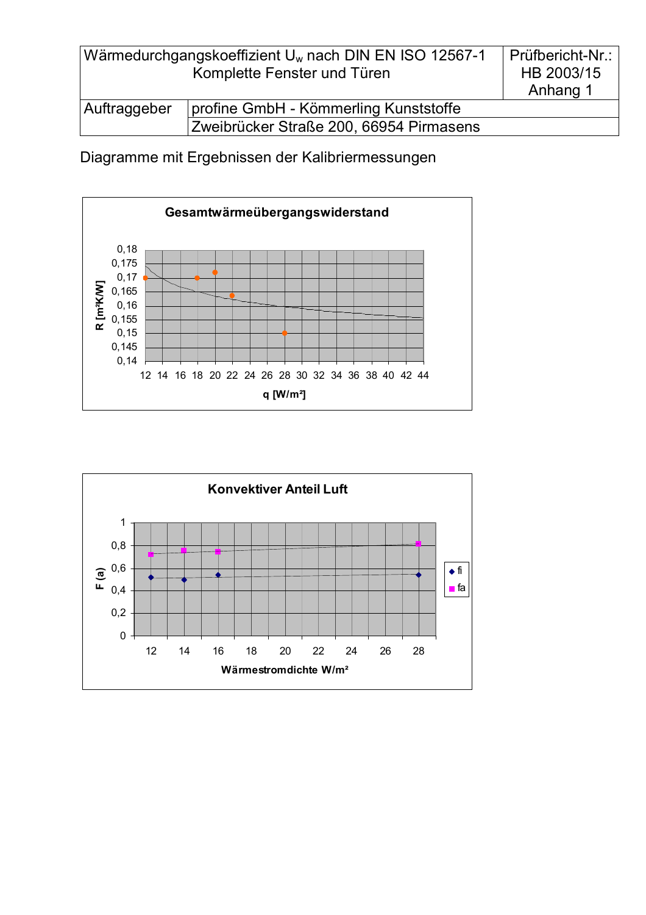| Wärmedurchgangskoeffizient $U_w$ nach DIN EN ISO 12567-1 Komplette Fenster und Türen | | Prüfbericht-Nr.: HB 2003/15 Anhang 1 |
|---|---|---|
| Auftraggeber | profine GmbH - Kömmerling Kunststoffe | |
| | Zweibrücker Straße 200, 66954 Pirmasens | |

Diagramme mit Ergebnissen der Kalibriermessungen

**Gesamtwärmeübergangswiderstand**

R [m²K/W]

0,18
0,175
0,17
0,165
0,16
0,155
0,15
0,145
0,14

12 14 16 18 20 22 24 26 28 30 32 34 36 38 40 42 44

q [W/m²]

**Konvektiver Anteil Luft**

F (a)

1
0,8
0,6
0,4
0,2
0

12 14 16 18 20 22 24 26 28

Wärmestromdichte W/m²

fi
fa